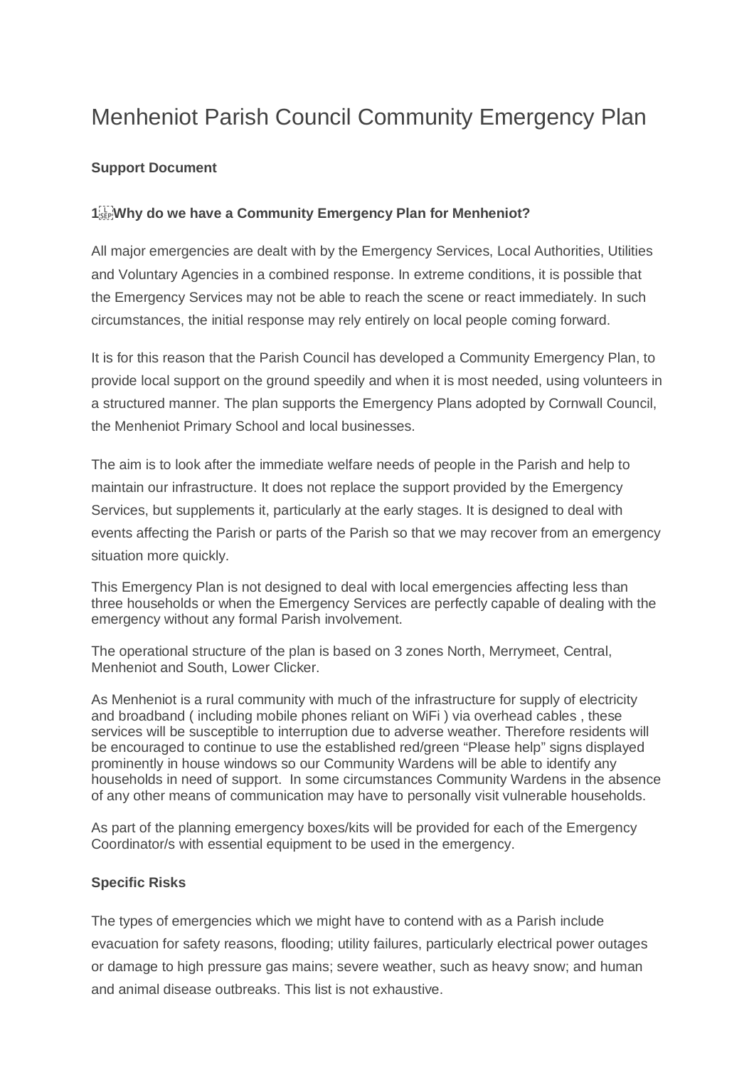# Menheniot Parish Council Community Emergency Plan

**Support Document**

**1 Why do we have a Community Emergency Plan for Menheniot?**

All major emergencies are dealt with by the Emergency Services, Local Authorities, Utilities and Voluntary Agencies in a combined response. In extreme conditions, it is possible that the Emergency Services may not be able to reach the scene or react immediately. In such circumstances, the initial response may rely entirely on local people coming forward.

It is for this reason that the Parish Council has developed a Community Emergency Plan, to provide local support on the ground speedily and when it is most needed, using volunteers in a structured manner. The plan supports the Emergency Plans adopted by Cornwall Council, the Menheniot Primary School and local businesses.

The aim is to look after the immediate welfare needs of people in the Parish and help to maintain our infrastructure. It does not replace the support provided by the Emergency Services, but supplements it, particularly at the early stages. It is designed to deal with events affecting the Parish or parts of the Parish so that we may recover from an emergency situation more quickly.

This Emergency Plan is not designed to deal with local emergencies affecting less than three households or when the Emergency Services are perfectly capable of dealing with the emergency without any formal Parish involvement.

The operational structure of the plan is based on 3 zones North, Merrymeet, Central, Menheniot and South, Lower Clicker.

As Menheniot is a rural community with much of the infrastructure for supply of electricity and broadband ( including mobile phones reliant on WiFi ) via overhead cables , these services will be susceptible to interruption due to adverse weather. Therefore residents will be encouraged to continue to use the established red/green "Please help" signs displayed prominently in house windows so our Community Wardens will be able to identify any households in need of support. In some circumstances Community Wardens in the absence of any other means of communication may have to personally visit vulnerable households.

As part of the planning emergency boxes/kits will be provided for each of the Emergency Coordinator/s with essential equipment to be used in the emergency.

**Specific Risks**

The types of emergencies which we might have to contend with as a Parish include evacuation for safety reasons, flooding; utility failures, particularly electrical power outages or damage to high pressure gas mains; severe weather, such as heavy snow; and human and animal disease outbreaks. This list is not exhaustive.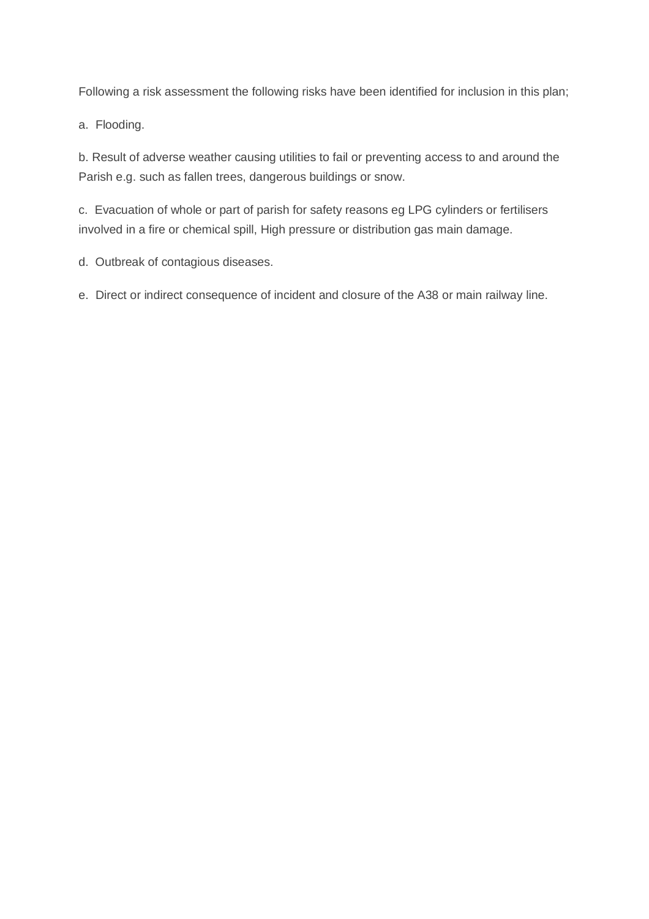Following a risk assessment the following risks have been identified for inclusion in this plan;

a. Flooding.

b. Result of adverse weather causing utilities to fail or preventing access to and around the Parish e.g. such as fallen trees, dangerous buildings or snow.

c. Evacuation of whole or part of parish for safety reasons eg LPG cylinders or fertilisers involved in a fire or chemical spill, High pressure or distribution gas main damage.

d. Outbreak of contagious diseases.

e. Direct or indirect consequence of incident and closure of the A38 or main railway line.